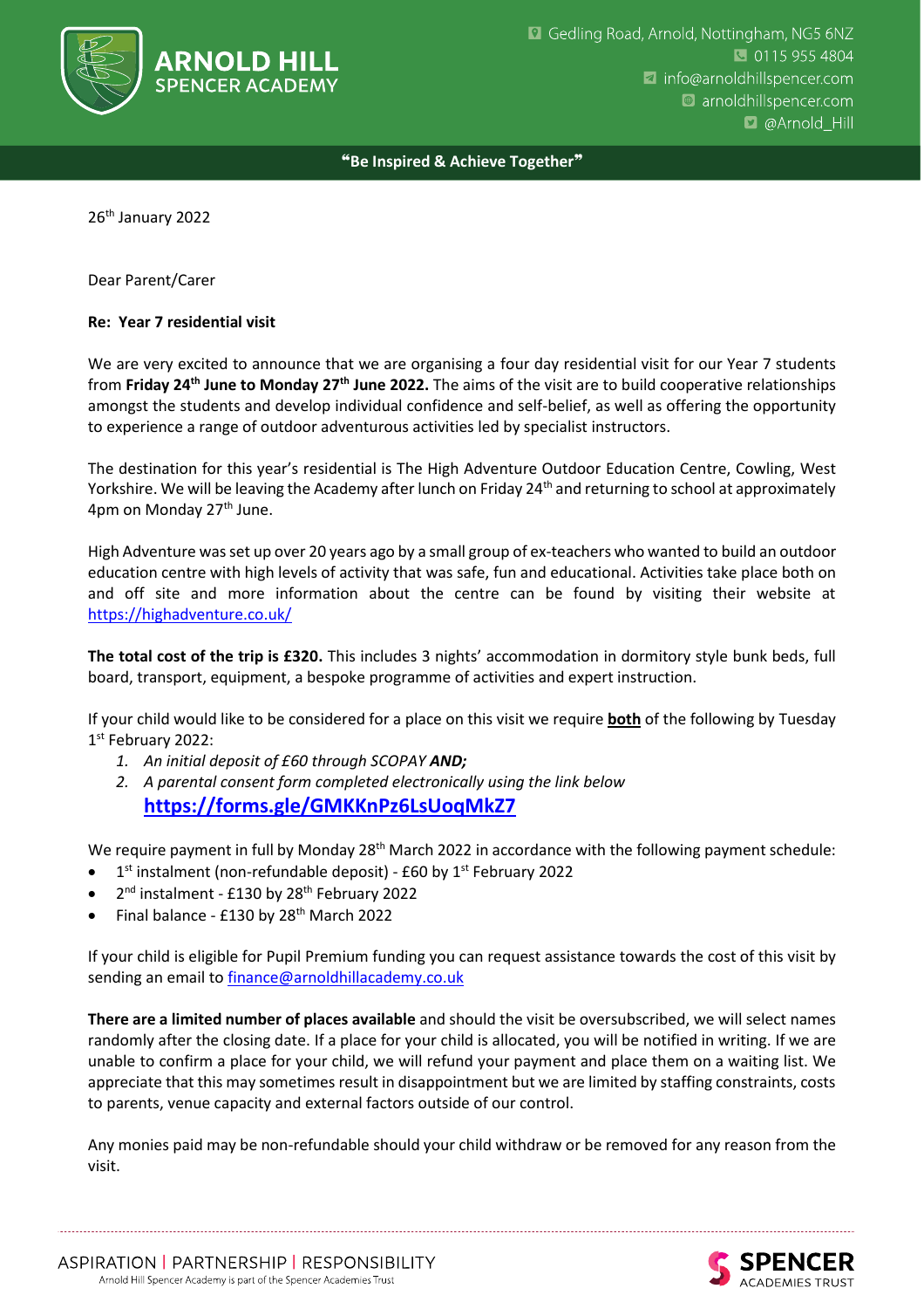**ARNOLD HILL SPENCER ACADEMY**

Gedling Road, Arnold, Nottingham, NG5 6NZ
0115 955 4804
info@arnoldhillspencer.com
arnoldhillspencer.com
@Arnold_Hill

**"Be Inspired & Achieve Together"**

26th January 2022

Dear Parent/Carer

**Re: Year 7 residential visit**

We are very excited to announce that we are organising a four day residential visit for our Year 7 students from **Friday 24th June to Monday 27th June 2022.** The aims of the visit are to build cooperative relationships amongst the students and develop individual confidence and self-belief, as well as offering the opportunity to experience a range of outdoor adventurous activities led by specialist instructors.

The destination for this year's residential is The High Adventure Outdoor Education Centre, Cowling, West Yorkshire. We will be leaving the Academy after lunch on Friday 24th and returning to school at approximately 4pm on Monday 27th June.

High Adventure was set up over 20 years ago by a small group of ex-teachers who wanted to build an outdoor education centre with high levels of activity that was safe, fun and educational. Activities take place both on and off site and more information about the centre can be found by visiting their website at https://highadventure.co.uk/

**The total cost of the trip is £320.** This includes 3 nights' accommodation in dormitory style bunk beds, full board, transport, equipment, a bespoke programme of activities and expert instruction.

If your child would like to be considered for a place on this visit we require **both** of the following by Tuesday 1st February 2022:

1. *An initial deposit of £60 through SCOPAY* ***AND;***
2. *A parental consent form completed electronically using the link below*
   **https://forms.gle/GMKKnPz6LsUoqMkZ7**

We require payment in full by Monday 28th March 2022 in accordance with the following payment schedule:

- 1st instalment (non-refundable deposit) - £60 by 1st February 2022
- 2nd instalment - £130 by 28th February 2022
- Final balance - £130 by 28th March 2022

If your child is eligible for Pupil Premium funding you can request assistance towards the cost of this visit by sending an email to finance@arnoldhillacademy.co.uk

**There are a limited number of places available** and should the visit be oversubscribed, we will select names randomly after the closing date. If a place for your child is allocated, you will be notified in writing. If we are unable to confirm a place for your child, we will refund your payment and place them on a waiting list. We appreciate that this may sometimes result in disappointment but we are limited by staffing constraints, costs to parents, venue capacity and external factors outside of our control.

Any monies paid may be non-refundable should your child withdraw or be removed for any reason from the visit.

ASPIRATION | PARTNERSHIP | RESPONSIBILITY
Arnold Hill Spencer Academy is part of the Spencer Academies Trust

SPENCER ACADEMIES TRUST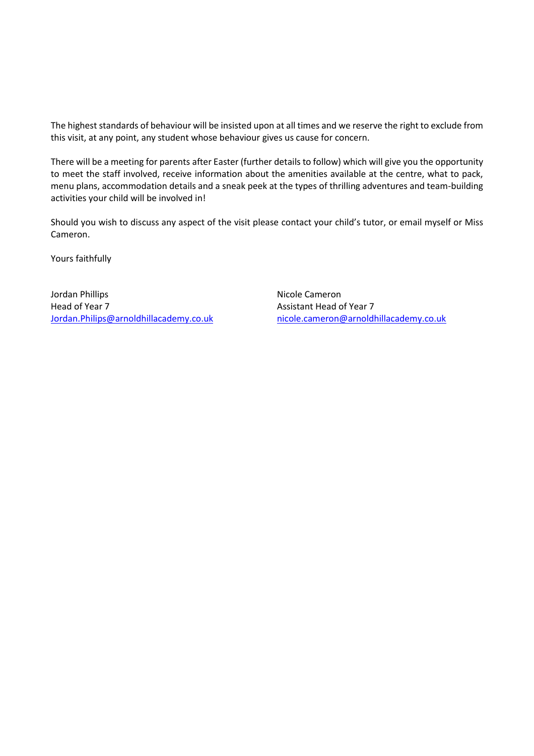The highest standards of behaviour will be insisted upon at all times and we reserve the right to exclude from this visit, at any point, any student whose behaviour gives us cause for concern.

There will be a meeting for parents after Easter (further details to follow) which will give you the opportunity to meet the staff involved, receive information about the amenities available at the centre, what to pack, menu plans, accommodation details and a sneak peek at the types of thrilling adventures and team-building activities your child will be involved in!

Should you wish to discuss any aspect of the visit please contact your child's tutor, or email myself or Miss Cameron.

Yours faithfully

Jordan Phillips
Head of Year 7
Jordan.Philips@arnoldhillacademy.co.uk

Nicole Cameron
Assistant Head of Year 7
nicole.cameron@arnoldhillacademy.co.uk